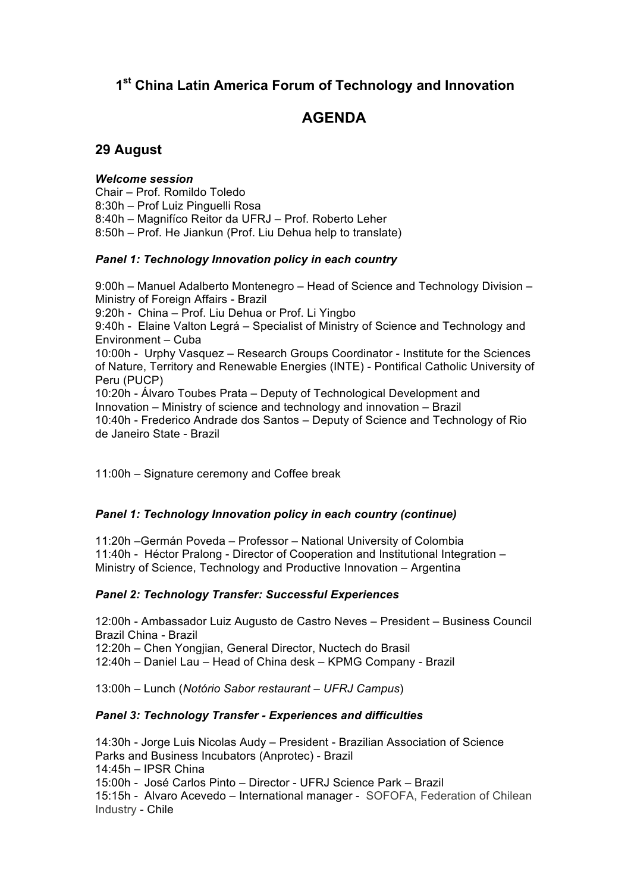## 1st China Latin America Forum of Technology and Innovation

# AGENDA

## 29 August

***Welcome session***

Chair – Prof. Romildo Toledo
8:30h – Prof Luiz Pinguelli Rosa
8:40h – Magnifíco Reitor da UFRJ – Prof. Roberto Leher
8:50h – Prof. He Jiankun (Prof. Liu Dehua help to translate)

***Panel 1: Technology Innovation policy in each country***

9:00h – Manuel Adalberto Montenegro – Head of Science and Technology Division – Ministry of Foreign Affairs - Brazil
9:20h - China – Prof. Liu Dehua or Prof. Li Yingbo
9:40h - Elaine Valton Legrá – Specialist of Ministry of Science and Technology and Environment – Cuba
10:00h - Urphy Vasquez – Research Groups Coordinator - Institute for the Sciences of Nature, Territory and Renewable Energies (INTE) - Pontifical Catholic University of Peru (PUCP)
10:20h - Álvaro Toubes Prata – Deputy of Technological Development and Innovation – Ministry of science and technology and innovation – Brazil
10:40h - Frederico Andrade dos Santos – Deputy of Science and Technology of Rio de Janeiro State - Brazil

11:00h – Signature ceremony and Coffee break

***Panel 1: Technology Innovation policy in each country (continue)***

11:20h –Germán Poveda – Professor – National University of Colombia
11:40h - Héctor Pralong - Director of Cooperation and Institutional Integration – Ministry of Science, Technology and Productive Innovation – Argentina

***Panel 2: Technology Transfer: Successful Experiences***

12:00h - Ambassador Luiz Augusto de Castro Neves – President – Business Council Brazil China - Brazil
12:20h – Chen Yongjian, General Director, Nuctech do Brasil
12:40h – Daniel Lau – Head of China desk – KPMG Company - Brazil

13:00h – Lunch (*Notório Sabor restaurant – UFRJ Campus*)

***Panel 3: Technology Transfer - Experiences and difficulties***

14:30h - Jorge Luis Nicolas Audy – President - Brazilian Association of Science Parks and Business Incubators (Anprotec) - Brazil
14:45h – IPSR China
15:00h - José Carlos Pinto – Director - UFRJ Science Park – Brazil
15:15h - Alvaro Acevedo – International manager - SOFOFA, Federation of Chilean Industry - Chile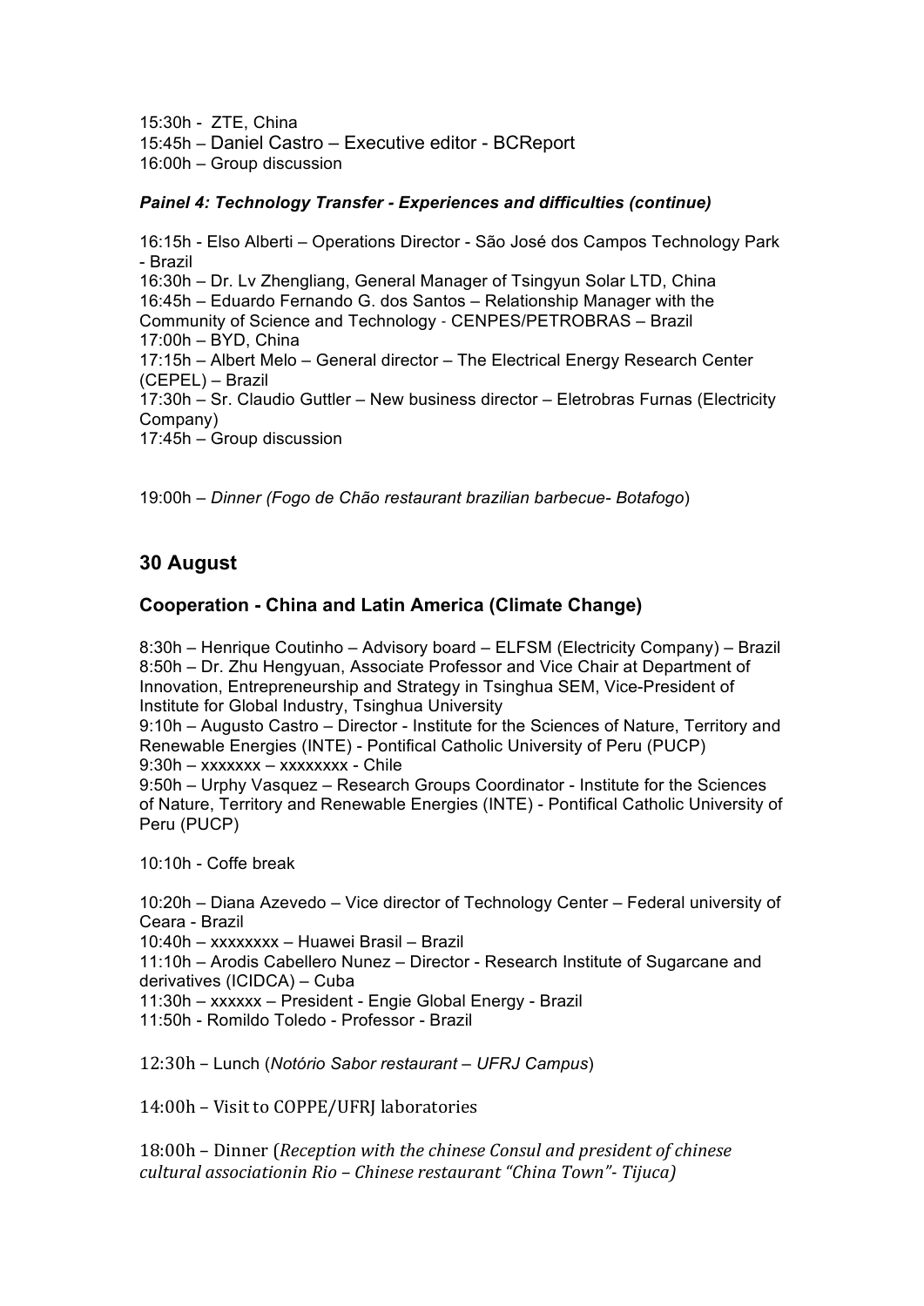15:30h - ZTE, China
15:45h – Daniel Castro – Executive editor - BCReport
16:00h – Group discussion

***Painel 4: Technology Transfer - Experiences and difficulties (continue)***

16:15h - Elso Alberti – Operations Director - São José dos Campos Technology Park - Brazil
16:30h – Dr. Lv Zhengliang, General Manager of Tsingyun Solar LTD, China
16:45h – Eduardo Fernando G. dos Santos – Relationship Manager with the Community of Science and Technology - CENPES/PETROBRAS – Brazil
17:00h – BYD, China
17:15h – Albert Melo – General director – The Electrical Energy Research Center (CEPEL) – Brazil
17:30h – Sr. Claudio Guttler – New business director – Eletrobras Furnas (Electricity Company)
17:45h – Group discussion

19:00h – *Dinner (Fogo de Chão restaurant brazilian barbecue- Botafogo*)

## 30 August

### Cooperation - China and Latin America (Climate Change)

8:30h – Henrique Coutinho – Advisory board – ELFSM (Electricity Company) – Brazil
8:50h – Dr. Zhu Hengyuan, Associate Professor and Vice Chair at Department of Innovation, Entrepreneurship and Strategy in Tsinghua SEM, Vice-President of Institute for Global Industry, Tsinghua University
9:10h – Augusto Castro – Director - Institute for the Sciences of Nature, Territory and Renewable Energies (INTE) - Pontifical Catholic University of Peru (PUCP)
9:30h – xxxxxxx – xxxxxxxx - Chile
9:50h – Urphy Vasquez – Research Groups Coordinator - Institute for the Sciences of Nature, Territory and Renewable Energies (INTE) - Pontifical Catholic University of Peru (PUCP)

10:10h - Coffe break

10:20h – Diana Azevedo – Vice director of Technology Center – Federal university of Ceara - Brazil
10:40h – xxxxxxxx – Huawei Brasil – Brazil
11:10h – Arodis Cabellero Nunez – Director - Research Institute of Sugarcane and derivatives (ICIDCA) – Cuba
11:30h – xxxxxx – President - Engie Global Energy - Brazil
11:50h - Romildo Toledo - Professor - Brazil

12:30h – Lunch (*Notório Sabor restaurant – UFRJ Campus*)

14:00h – Visit to COPPE/UFRJ laboratories

18:00h – Dinner (*Reception with the chinese Consul and president of chinese cultural associationin Rio – Chinese restaurant "China Town"- Tijuca)*